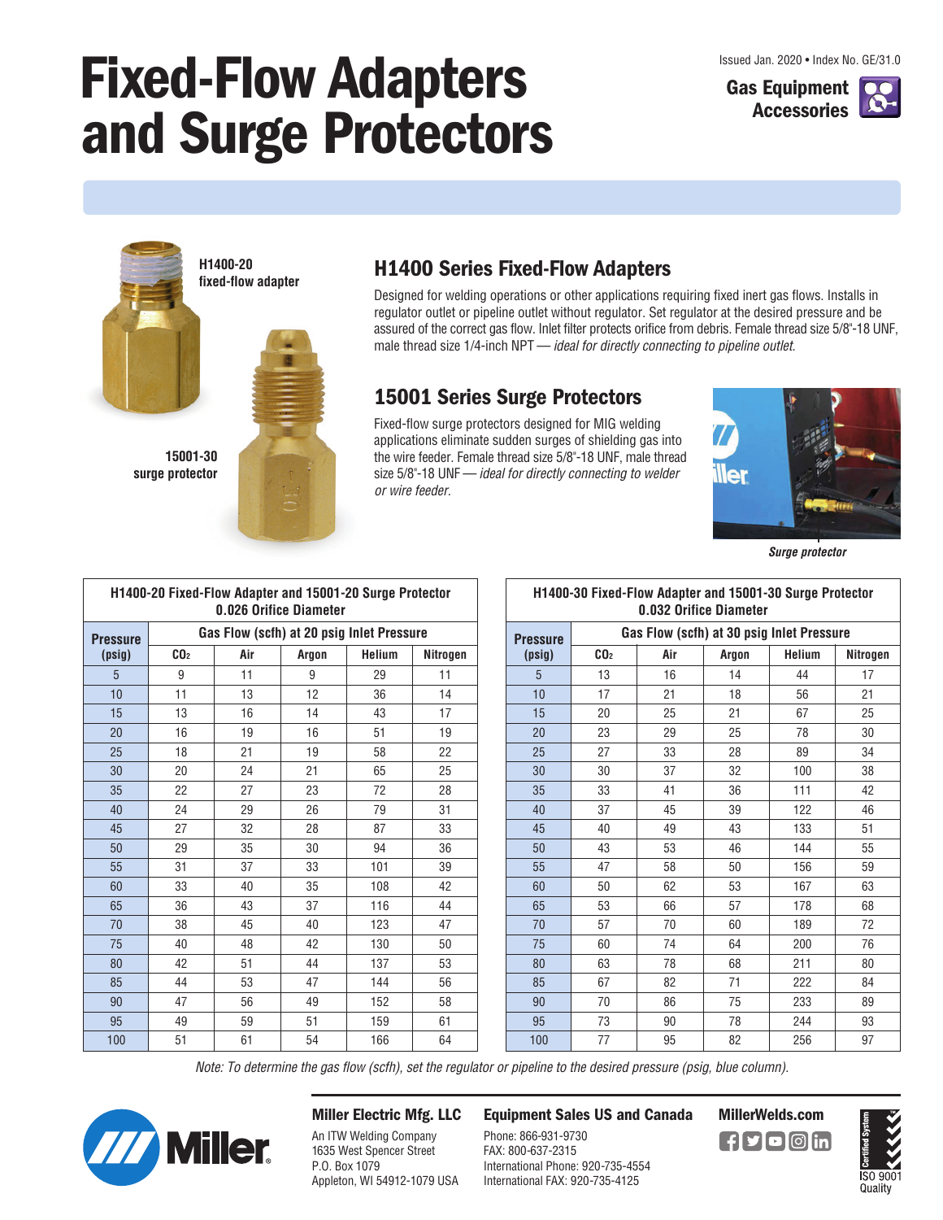# Fixed-Flow Adapters and Surge Protectors

Issued Jan. 2020 • Index No. GE/31.0

Gas Equipment Accessories

H1400-20 fixed-flow adapter

15001-30 surge protector

## H1400 Series Fixed-Flow Adapters

Designed for welding operations or other applications requiring fixed inert gas flows. Installs in regulator outlet or pipeline outlet without regulator. Set regulator at the desired pressure and be assured of the correct gas flow. Inlet filter protects orifice from debris. Female thread size 5/8"-18 UNF, male thread size 1/4-inch NPT — *ideal for directly connecting to pipeline outlet.*

## 15001 Series Surge Protectors

Fixed-flow surge protectors designed for MIG welding applications eliminate sudden surges of shielding gas into the wire feeder. Female thread size 5/8"-18 UNF, male thread size 5/8"-18 UNF — *ideal for directly connecting to welder or wire feeder.*

***Surge protector***

**H1400-20 Fixed-Flow Adapter and 15001-20 Surge Protector 0.026 Orifice Diameter**

| Pressure (psig) | Gas Flow (scfh) at 20 psig Inlet Pressure | | | | |
|---|---|---|---|---|---|
| | $CO_2$ | Air | Argon | Helium | Nitrogen |
| 5 | 9 | 11 | 9 | 29 | 11 |
| 10 | 11 | 13 | 12 | 36 | 14 |
| 15 | 13 | 16 | 14 | 43 | 17 |
| 20 | 16 | 19 | 16 | 51 | 19 |
| 25 | 18 | 21 | 19 | 58 | 22 |
| 30 | 20 | 24 | 21 | 65 | 25 |
| 35 | 22 | 27 | 23 | 72 | 28 |
| 40 | 24 | 29 | 26 | 79 | 31 |
| 45 | 27 | 32 | 28 | 87 | 33 |
| 50 | 29 | 35 | 30 | 94 | 36 |
| 55 | 31 | 37 | 33 | 101 | 39 |
| 60 | 33 | 40 | 35 | 108 | 42 |
| 65 | 36 | 43 | 37 | 116 | 44 |
| 70 | 38 | 45 | 40 | 123 | 47 |
| 75 | 40 | 48 | 42 | 130 | 50 |
| 80 | 42 | 51 | 44 | 137 | 53 |
| 85 | 44 | 53 | 47 | 144 | 56 |
| 90 | 47 | 56 | 49 | 152 | 58 |
| 95 | 49 | 59 | 51 | 159 | 61 |
| 100 | 51 | 61 | 54 | 166 | 64 |

**H1400-30 Fixed-Flow Adapter and 15001-30 Surge Protector 0.032 Orifice Diameter**

| Pressure (psig) | Gas Flow (scfh) at 30 psig Inlet Pressure | | | | |
|---|---|---|---|---|---|
| | $CO_2$ | Air | Argon | Helium | Nitrogen |
| 5 | 13 | 16 | 14 | 44 | 17 |
| 10 | 17 | 21 | 18 | 56 | 21 |
| 15 | 20 | 25 | 21 | 67 | 25 |
| 20 | 23 | 29 | 25 | 78 | 30 |
| 25 | 27 | 33 | 28 | 89 | 34 |
| 30 | 30 | 37 | 32 | 100 | 38 |
| 35 | 33 | 41 | 36 | 111 | 42 |
| 40 | 37 | 45 | 39 | 122 | 46 |
| 45 | 40 | 49 | 43 | 133 | 51 |
| 50 | 43 | 53 | 46 | 144 | 55 |
| 55 | 47 | 58 | 50 | 156 | 59 |
| 60 | 50 | 62 | 53 | 167 | 63 |
| 65 | 53 | 66 | 57 | 178 | 68 |
| 70 | 57 | 70 | 60 | 189 | 72 |
| 75 | 60 | 74 | 64 | 200 | 76 |
| 80 | 63 | 78 | 68 | 211 | 80 |
| 85 | 67 | 82 | 71 | 222 | 84 |
| 90 | 70 | 86 | 75 | 233 | 89 |
| 95 | 73 | 90 | 78 | 244 | 93 |
| 100 | 77 | 95 | 82 | 256 | 97 |

*Note: To determine the gas flow (scfh), set the regulator or pipeline to the desired pressure (psig, blue column).*

**Miller Electric Mfg. LLC**
An ITW Welding Company
1635 West Spencer Street
P.O. Box 1079
Appleton, WI 54912-1079 USA

**Equipment Sales US and Canada**
Phone: 866-931-9730
FAX: 800-637-2315
International Phone: 920-735-4554
International FAX: 920-735-4125

**MillerWelds.com**

ISO 9001 Quality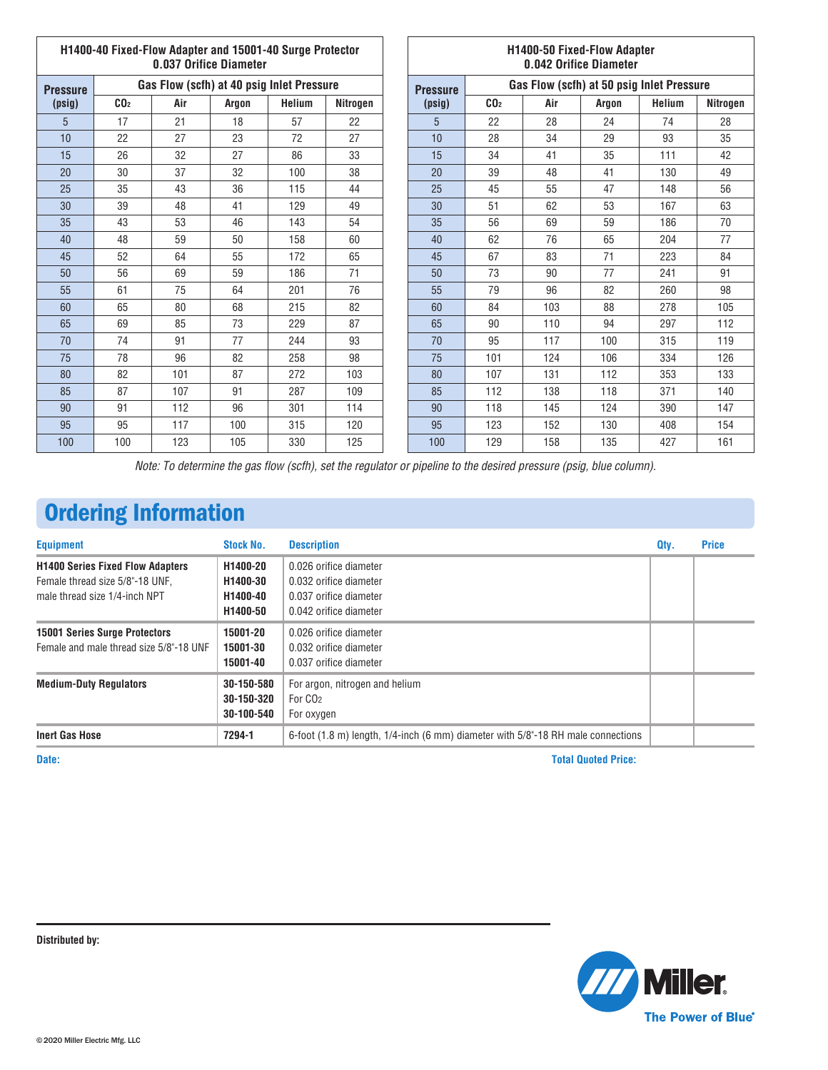| H1400-40 Fixed-Flow Adapter and 15001-40 Surge Protector 0.037 Orifice Diameter | | | | | |
|---|---|---|---|---|---|
| Pressure | Gas Flow (scfh) at 40 psig Inlet Pressure | | | | |
| (psig) | $CO_2$ | Air | Argon | Helium | Nitrogen |
| 5 | 17 | 21 | 18 | 57 | 22 |
| 10 | 22 | 27 | 23 | 72 | 27 |
| 15 | 26 | 32 | 27 | 86 | 33 |
| 20 | 30 | 37 | 32 | 100 | 38 |
| 25 | 35 | 43 | 36 | 115 | 44 |
| 30 | 39 | 48 | 41 | 129 | 49 |
| 35 | 43 | 53 | 46 | 143 | 54 |
| 40 | 48 | 59 | 50 | 158 | 60 |
| 45 | 52 | 64 | 55 | 172 | 65 |
| 50 | 56 | 69 | 59 | 186 | 71 |
| 55 | 61 | 75 | 64 | 201 | 76 |
| 60 | 65 | 80 | 68 | 215 | 82 |
| 65 | 69 | 85 | 73 | 229 | 87 |
| 70 | 74 | 91 | 77 | 244 | 93 |
| 75 | 78 | 96 | 82 | 258 | 98 |
| 80 | 82 | 101 | 87 | 272 | 103 |
| 85 | 87 | 107 | 91 | 287 | 109 |
| 90 | 91 | 112 | 96 | 301 | 114 |
| 95 | 95 | 117 | 100 | 315 | 120 |
| 100 | 100 | 123 | 105 | 330 | 125 |

| H1400-50 Fixed-Flow Adapter 0.042 Orifice Diameter | | | | | |
|---|---|---|---|---|---|
| Pressure | Gas Flow (scfh) at 50 psig Inlet Pressure | | | | |
| (psig) | $CO_2$ | Air | Argon | Helium | Nitrogen |
| 5 | 22 | 28 | 24 | 74 | 28 |
| 10 | 28 | 34 | 29 | 93 | 35 |
| 15 | 34 | 41 | 35 | 111 | 42 |
| 20 | 39 | 48 | 41 | 130 | 49 |
| 25 | 45 | 55 | 47 | 148 | 56 |
| 30 | 51 | 62 | 53 | 167 | 63 |
| 35 | 56 | 69 | 59 | 186 | 70 |
| 40 | 62 | 76 | 65 | 204 | 77 |
| 45 | 67 | 83 | 71 | 223 | 84 |
| 50 | 73 | 90 | 77 | 241 | 91 |
| 55 | 79 | 96 | 82 | 260 | 98 |
| 60 | 84 | 103 | 88 | 278 | 105 |
| 65 | 90 | 110 | 94 | 297 | 112 |
| 70 | 95 | 117 | 100 | 315 | 119 |
| 75 | 101 | 124 | 106 | 334 | 126 |
| 80 | 107 | 131 | 112 | 353 | 133 |
| 85 | 112 | 138 | 118 | 371 | 140 |
| 90 | 118 | 145 | 124 | 390 | 147 |
| 95 | 123 | 152 | 130 | 408 | 154 |
| 100 | 129 | 158 | 135 | 427 | 161 |

*Note: To determine the gas flow (scfh), set the regulator or pipeline to the desired pressure (psig, blue column).*

## Ordering Information

| Equipment | Stock No. | Description | Qty. | Price |
|---|---|---|---|---|
| **H1400 Series Fixed Flow Adapters** Female thread size 5/8"-18 UNF, male thread size 1/4-inch NPT | **H1400-20** **H1400-30** **H1400-40** **H1400-50** | 0.026 orifice diameter 0.032 orifice diameter 0.037 orifice diameter 0.042 orifice diameter | | |
| **15001 Series Surge Protectors** Female and male thread size 5/8"-18 UNF | **15001-20** **15001-30** **15001-40** | 0.026 orifice diameter 0.032 orifice diameter 0.037 orifice diameter | | |
| **Medium-Duty Regulators** | **30-150-580** **30-150-320** **30-100-540** | For argon, nitrogen and helium For $CO_2$ For oxygen | | |
| **Inert Gas Hose** | **7294-1** | 6-foot (1.8 m) length, 1/4-inch (6 mm) diameter with 5/8"-18 RH male connections | | |

**Date:**

**Total Quoted Price:**

**Distributed by:**

Miller
The Power of Blue®

© 2020 Miller Electric Mfg. LLC